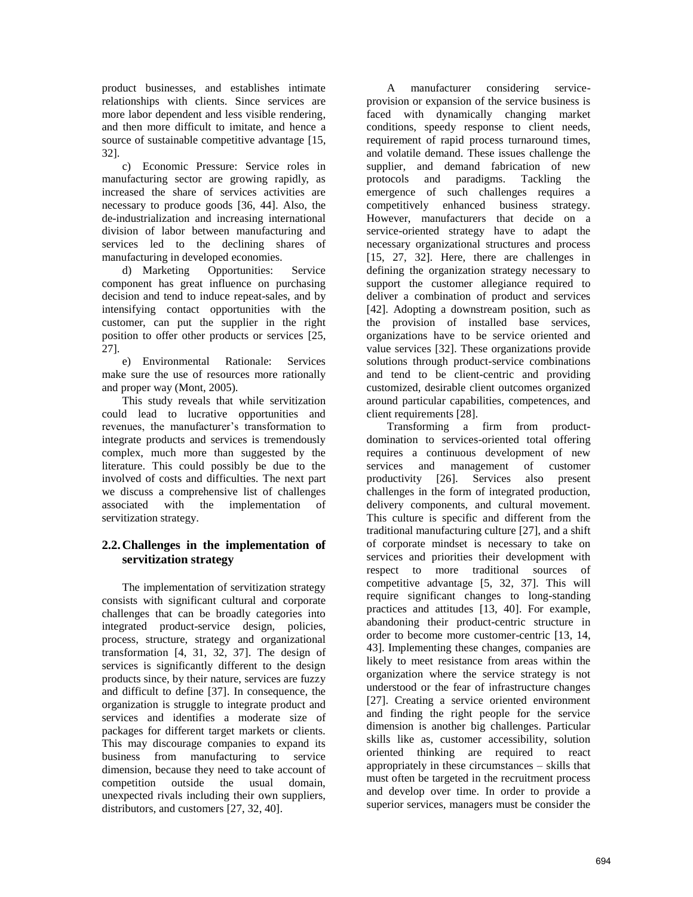product businesses, and establishes intimate relationships with clients. Since services are more labor dependent and less visible rendering, and then more difficult to imitate, and hence a source of sustainable competitive advantage [15, 32].

c) Economic Pressure: Service roles in manufacturing sector are growing rapidly, as increased the share of services activities are necessary to produce goods [36, 44]. Also, the de-industrialization and increasing international division of labor between manufacturing and services led to the declining shares of manufacturing in developed economies.

d) Marketing Opportunities: Service component has great influence on purchasing decision and tend to induce repeat-sales, and by intensifying contact opportunities with the customer, can put the supplier in the right position to offer other products or services [25, 27].

e) Environmental Rationale: Services make sure the use of resources more rationally and proper way (Mont, 2005).

This study reveals that while servitization could lead to lucrative opportunities and revenues, the manufacturer's transformation to integrate products and services is tremendously complex, much more than suggested by the literature. This could possibly be due to the involved of costs and difficulties. The next part we discuss a comprehensive list of challenges associated with the implementation of servitization strategy.

## 2.2. Challenges in the implementation of servitization strategy

The implementation of servitization strategy consists with significant cultural and corporate challenges that can be broadly categories into integrated product-service design, policies, process, structure, strategy and organizational transformation [4, 31, 32, 37]. The design of services is significantly different to the design products since, by their nature, services are fuzzy and difficult to define [37]. In consequence, the organization is struggle to integrate product and services and identifies a moderate size of packages for different target markets or clients. This may discourage companies to expand its business from manufacturing to service dimension, because they need to take account of competition outside the usual domain, unexpected rivals including their own suppliers, distributors, and customers [27, 32, 40].

A manufacturer considering service-provision or expansion of the service business is faced with dynamically changing market conditions, speedy response to client needs, requirement of rapid process turnaround times, and volatile demand. These issues challenge the supplier, and demand fabrication of new protocols and paradigms. Tackling the emergence of such challenges requires a competitively enhanced business strategy. However, manufacturers that decide on a service-oriented strategy have to adapt the necessary organizational structures and process [15, 27, 32]. Here, there are challenges in defining the organization strategy necessary to support the customer allegiance required to deliver a combination of product and services [42]. Adopting a downstream position, such as the provision of installed base services, organizations have to be service oriented and value services [32]. These organizations provide solutions through product-service combinations and tend to be client-centric and providing customized, desirable client outcomes organized around particular capabilities, competences, and client requirements [28].

Transforming a firm from product-domination to services-oriented total offering requires a continuous development of new services and management of customer productivity [26]. Services also present challenges in the form of integrated production, delivery components, and cultural movement. This culture is specific and different from the traditional manufacturing culture [27], and a shift of corporate mindset is necessary to take on services and priorities their development with respect to more traditional sources of competitive advantage [5, 32, 37]. This will require significant changes to long-standing practices and attitudes [13, 40]. For example, abandoning their product-centric structure in order to become more customer-centric [13, 14, 43]. Implementing these changes, companies are likely to meet resistance from areas within the organization where the service strategy is not understood or the fear of infrastructure changes [27]. Creating a service oriented environment and finding the right people for the service dimension is another big challenges. Particular skills like as, customer accessibility, solution oriented thinking are required to react appropriately in these circumstances – skills that must often be targeted in the recruitment process and develop over time. In order to provide a superior services, managers must be consider the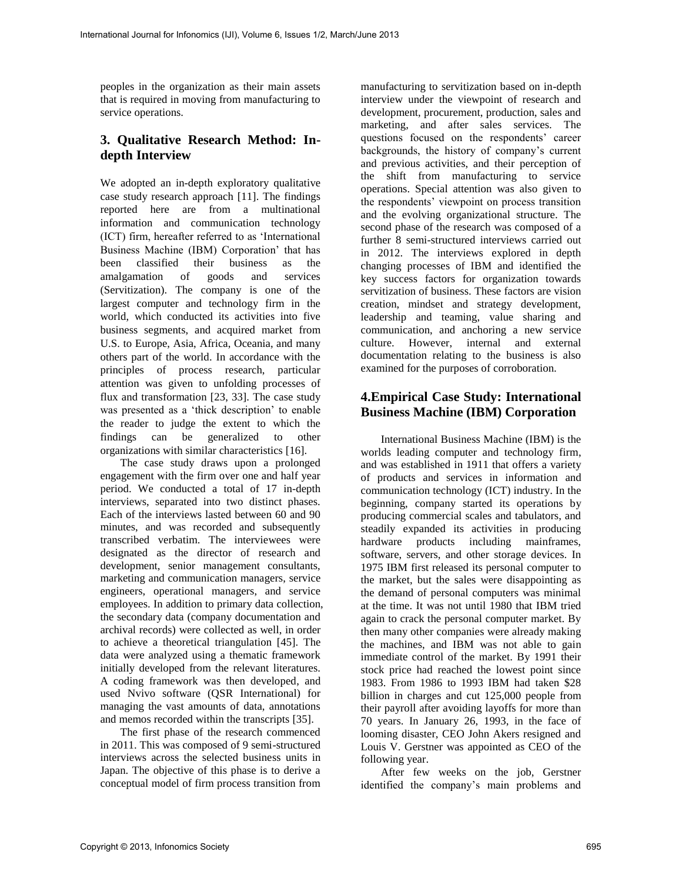peoples in the organization as their main assets that is required in moving from manufacturing to service operations.

## 3. Qualitative Research Method: In-depth Interview

We adopted an in-depth exploratory qualitative case study research approach [11]. The findings reported here are from a multinational information and communication technology (ICT) firm, hereafter referred to as 'International Business Machine (IBM) Corporation' that has been classified their business as the amalgamation of goods and services (Servitization). The company is one of the largest computer and technology firm in the world, which conducted its activities into five business segments, and acquired market from U.S. to Europe, Asia, Africa, Oceania, and many others part of the world. In accordance with the principles of process research, particular attention was given to unfolding processes of flux and transformation [23, 33]. The case study was presented as a 'thick description' to enable the reader to judge the extent to which the findings can be generalized to other organizations with similar characteristics [16].

The case study draws upon a prolonged engagement with the firm over one and half year period. We conducted a total of 17 in-depth interviews, separated into two distinct phases. Each of the interviews lasted between 60 and 90 minutes, and was recorded and subsequently transcribed verbatim. The interviewees were designated as the director of research and development, senior management consultants, marketing and communication managers, service engineers, operational managers, and service employees. In addition to primary data collection, the secondary data (company documentation and archival records) were collected as well, in order to achieve a theoretical triangulation [45]. The data were analyzed using a thematic framework initially developed from the relevant literatures. A coding framework was then developed, and used Nvivo software (QSR International) for managing the vast amounts of data, annotations and memos recorded within the transcripts [35].

The first phase of the research commenced in 2011. This was composed of 9 semi-structured interviews across the selected business units in Japan. The objective of this phase is to derive a conceptual model of firm process transition from manufacturing to servitization based on in-depth interview under the viewpoint of research and development, procurement, production, sales and marketing, and after sales services. The questions focused on the respondents' career backgrounds, the history of company's current and previous activities, and their perception of the shift from manufacturing to service operations. Special attention was also given to the respondents' viewpoint on process transition and the evolving organizational structure. The second phase of the research was composed of a further 8 semi-structured interviews carried out in 2012. The interviews explored in depth changing processes of IBM and identified the key success factors for organization towards servitization of business. These factors are vision creation, mindset and strategy development, leadership and teaming, value sharing and communication, and anchoring a new service culture. However, internal and external documentation relating to the business is also examined for the purposes of corroboration.

## 4.Empirical Case Study: International Business Machine (IBM) Corporation

International Business Machine (IBM) is the worlds leading computer and technology firm, and was established in 1911 that offers a variety of products and services in information and communication technology (ICT) industry. In the beginning, company started its operations by producing commercial scales and tabulators, and steadily expanded its activities in producing hardware products including mainframes, software, servers, and other storage devices. In 1975 IBM first released its personal computer to the market, but the sales were disappointing as the demand of personal computers was minimal at the time. It was not until 1980 that IBM tried again to crack the personal computer market. By then many other companies were already making the machines, and IBM was not able to gain immediate control of the market. By 1991 their stock price had reached the lowest point since 1983. From 1986 to 1993 IBM had taken $28 billion in charges and cut 125,000 people from their payroll after avoiding layoffs for more than 70 years. In January 26, 1993, in the face of looming disaster, CEO John Akers resigned and Louis V. Gerstner was appointed as CEO of the following year.

After few weeks on the job, Gerstner identified the company's main problems and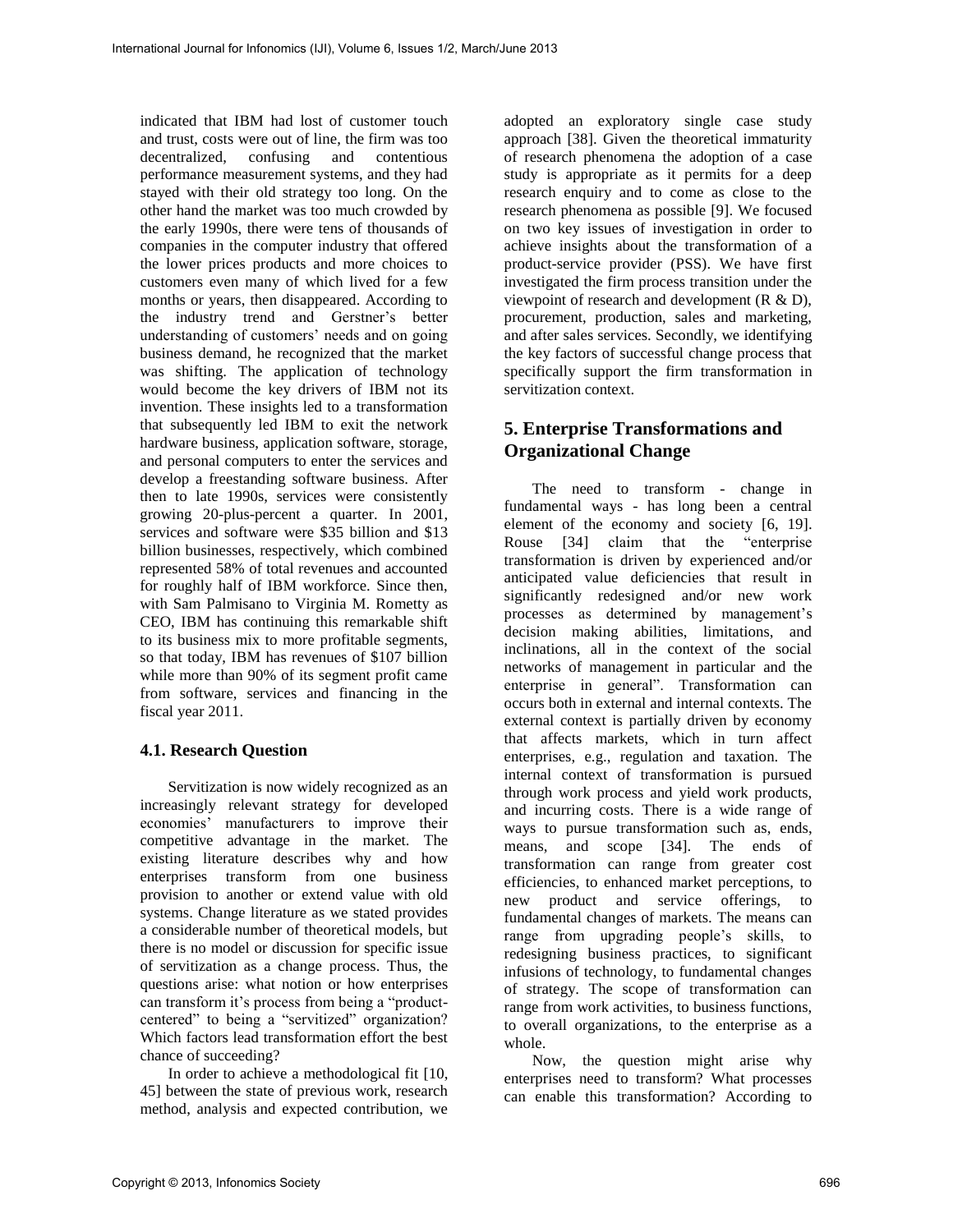indicated that IBM had lost of customer touch and trust, costs were out of line, the firm was too decentralized, confusing and contentious performance measurement systems, and they had stayed with their old strategy too long. On the other hand the market was too much crowded by the early 1990s, there were tens of thousands of companies in the computer industry that offered the lower prices products and more choices to customers even many of which lived for a few months or years, then disappeared. According to the industry trend and Gerstner's better understanding of customers' needs and on going business demand, he recognized that the market was shifting. The application of technology would become the key drivers of IBM not its invention. These insights led to a transformation that subsequently led IBM to exit the network hardware business, application software, storage, and personal computers to enter the services and develop a freestanding software business. After then to late 1990s, services were consistently growing 20-plus-percent a quarter. In 2001, services and software were $35 billion and $13 billion businesses, respectively, which combined represented 58% of total revenues and accounted for roughly half of IBM workforce. Since then, with Sam Palmisano to Virginia M. Rometty as CEO, IBM has continuing this remarkable shift to its business mix to more profitable segments, so that today, IBM has revenues of $107 billion while more than 90% of its segment profit came from software, services and financing in the fiscal year 2011.

### 4.1. Research Question

Servitization is now widely recognized as an increasingly relevant strategy for developed economies' manufacturers to improve their competitive advantage in the market. The existing literature describes why and how enterprises transform from one business provision to another or extend value with old systems. Change literature as we stated provides a considerable number of theoretical models, but there is no model or discussion for specific issue of servitization as a change process. Thus, the questions arise: what notion or how enterprises can transform it's process from being a "product-centered" to being a "servitized" organization? Which factors lead transformation effort the best chance of succeeding?

In order to achieve a methodological fit [10, 45] between the state of previous work, research method, analysis and expected contribution, we adopted an exploratory single case study approach [38]. Given the theoretical immaturity of research phenomena the adoption of a case study is appropriate as it permits for a deep research enquiry and to come as close to the research phenomena as possible [9]. We focused on two key issues of investigation in order to achieve insights about the transformation of a product-service provider (PSS). We have first investigated the firm process transition under the viewpoint of research and development (R & D), procurement, production, sales and marketing, and after sales services. Secondly, we identifying the key factors of successful change process that specifically support the firm transformation in servitization context.

## 5. Enterprise Transformations and Organizational Change

The need to transform - change in fundamental ways - has long been a central element of the economy and society [6, 19]. Rouse [34] claim that the "enterprise transformation is driven by experienced and/or anticipated value deficiencies that result in significantly redesigned and/or new work processes as determined by management's decision making abilities, limitations, and inclinations, all in the context of the social networks of management in particular and the enterprise in general". Transformation can occurs both in external and internal contexts. The external context is partially driven by economy that affects markets, which in turn affect enterprises, e.g., regulation and taxation. The internal context of transformation is pursued through work process and yield work products, and incurring costs. There is a wide range of ways to pursue transformation such as, ends, means, and scope [34]. The ends of transformation can range from greater cost efficiencies, to enhanced market perceptions, to new product and service offerings, to fundamental changes of markets. The means can range from upgrading people's skills, to redesigning business practices, to significant infusions of technology, to fundamental changes of strategy. The scope of transformation can range from work activities, to business functions, to overall organizations, to the enterprise as a whole.

Now, the question might arise why enterprises need to transform? What processes can enable this transformation? According to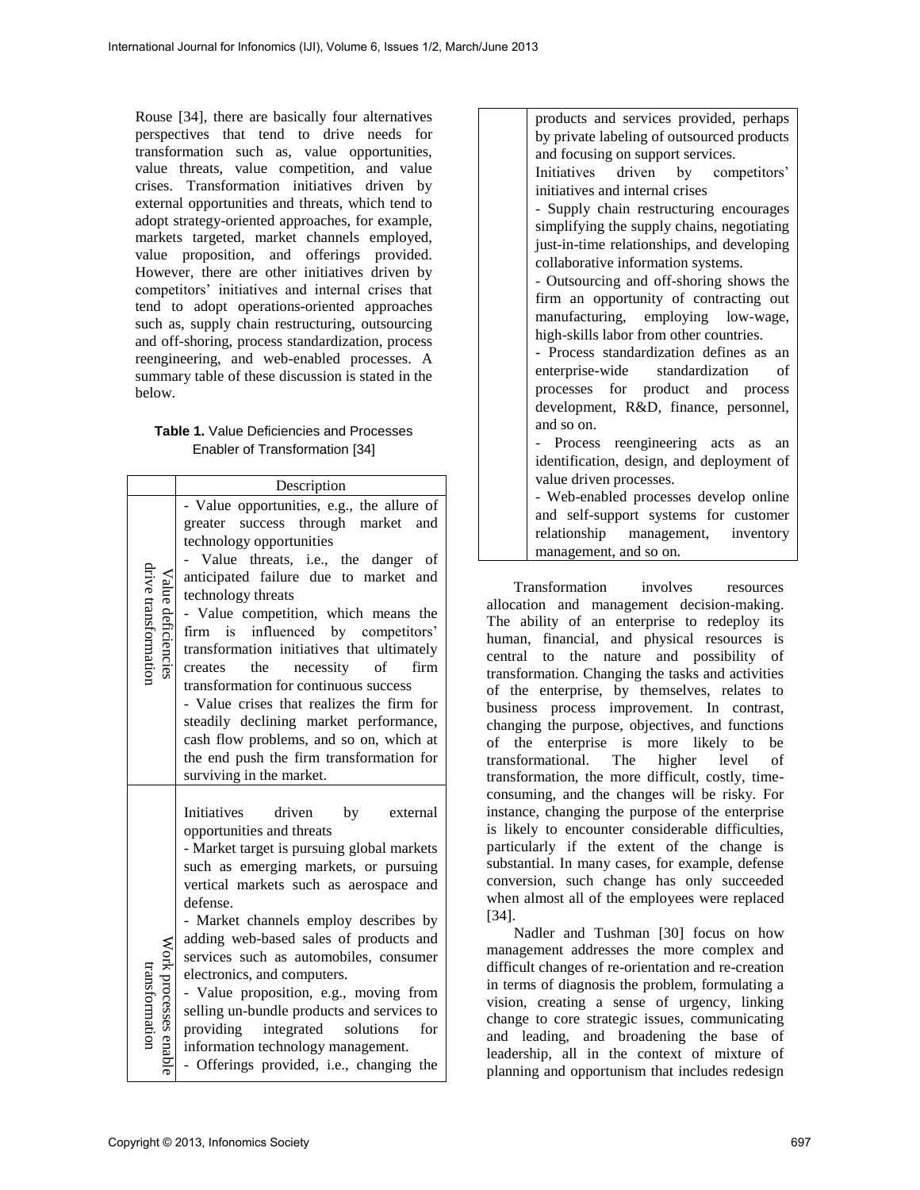Rouse [34], there are basically four alternatives perspectives that tend to drive needs for transformation such as, value opportunities, value threats, value competition, and value crises. Transformation initiatives driven by external opportunities and threats, which tend to adopt strategy-oriented approaches, for example, markets targeted, market channels employed, value proposition, and offerings provided. However, there are other initiatives driven by competitors' initiatives and internal crises that tend to adopt operations-oriented approaches such as, supply chain restructuring, outsourcing and off-shoring, process standardization, process reengineering, and web-enabled processes. A summary table of these discussion is stated in the below.

**Table 1.** Value Deficiencies and Processes Enabler of Transformation [34]

| | Description |
|---|---|
| Value deficiencies drive transformation | - Value opportunities, e.g., the allure of greater success through market and technology opportunities<br>- Value threats, i.e., the danger of anticipated failure due to market and technology threats<br>- Value competition, which means the firm is influenced by competitors' transformation initiatives that ultimately creates the necessity of firm transformation for continuous success<br>- Value crises that realizes the firm for steadily declining market performance, cash flow problems, and so on, which at the end push the firm transformation for surviving in the market. |
| Work processes enable transformation | Initiatives driven by external opportunities and threats<br>- Market target is pursuing global markets such as emerging markets, or pursuing vertical markets such as aerospace and defense.<br>- Market channels employ describes by adding web-based sales of products and services such as automobiles, consumer electronics, and computers.<br>- Value proposition, e.g., moving from selling un-bundle products and services to providing integrated solutions for information technology management.<br>- Offerings provided, i.e., changing the products and services provided, perhaps by private labeling of outsourced products and focusing on support services.<br>Initiatives driven by competitors' initiatives and internal crises<br>- Supply chain restructuring encourages simplifying the supply chains, negotiating just-in-time relationships, and developing collaborative information systems.<br>- Outsourcing and off-shoring shows the firm an opportunity of contracting out manufacturing, employing low-wage, high-skills labor from other countries.<br>- Process standardization defines as an enterprise-wide standardization of processes for product and process development, R&D, finance, personnel, and so on.<br>- Process reengineering acts as an identification, design, and deployment of value driven processes.<br>- Web-enabled processes develop online and self-support systems for customer relationship management, inventory management, and so on. |

Transformation involves resources allocation and management decision-making. The ability of an enterprise to redeploy its human, financial, and physical resources is central to the nature and possibility of transformation. Changing the tasks and activities of the enterprise, by themselves, relates to business process improvement. In contrast, changing the purpose, objectives, and functions of the enterprise is more likely to be transformational. The higher level of transformation, the more difficult, costly, time-consuming, and the changes will be risky. For instance, changing the purpose of the enterprise is likely to encounter considerable difficulties, particularly if the extent of the change is substantial. In many cases, for example, defense conversion, such change has only succeeded when almost all of the employees were replaced [34].

Nadler and Tushman [30] focus on how management addresses the more complex and difficult changes of re-orientation and re-creation in terms of diagnosis the problem, formulating a vision, creating a sense of urgency, linking change to core strategic issues, communicating and leading, and broadening the base of leadership, all in the context of mixture of planning and opportunism that includes redesign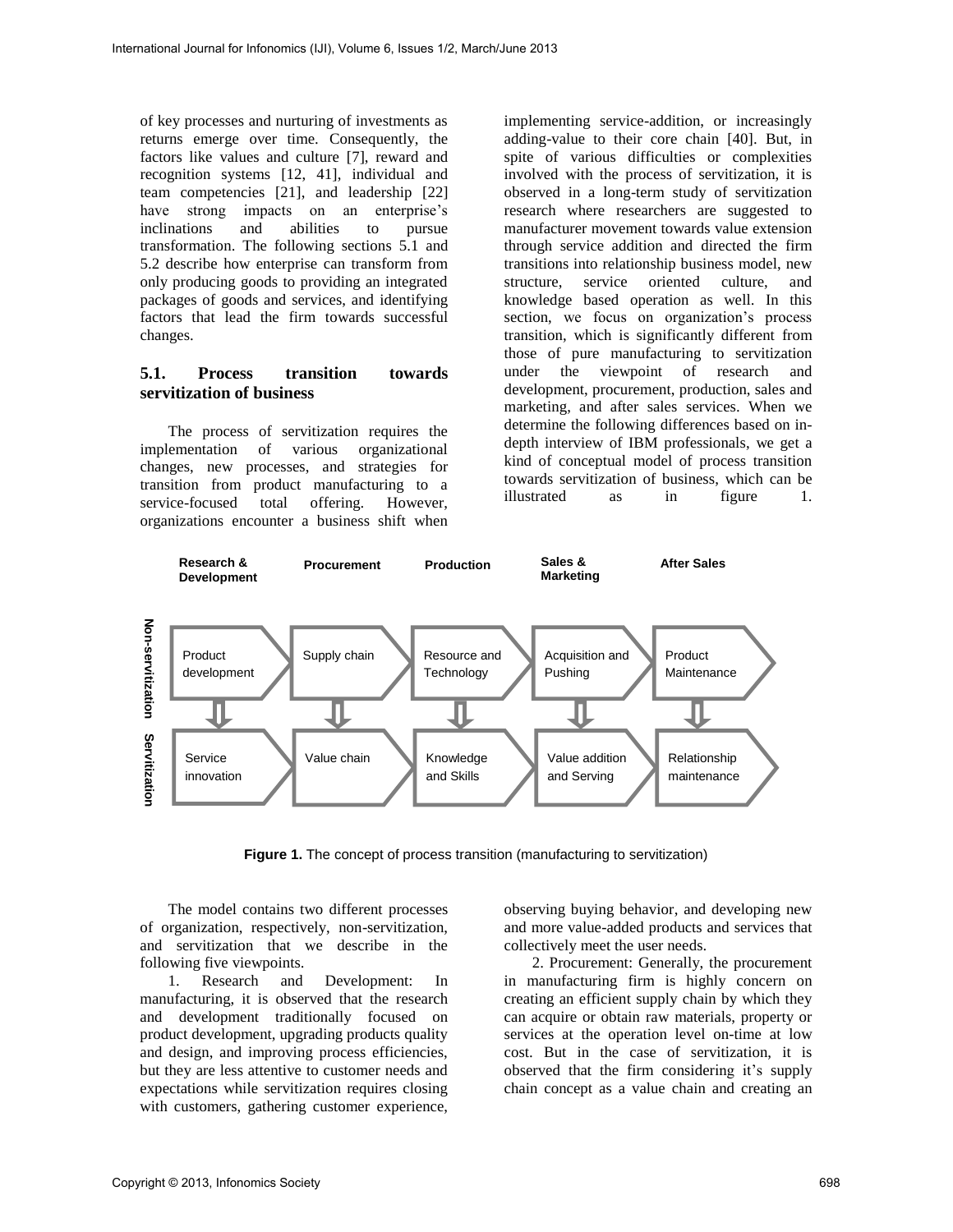of key processes and nurturing of investments as returns emerge over time. Consequently, the factors like values and culture [7], reward and recognition systems [12, 41], individual and team competencies [21], and leadership [22] have strong impacts on an enterprise's inclinations and abilities to pursue transformation. The following sections 5.1 and 5.2 describe how enterprise can transform from only producing goods to providing an integrated packages of goods and services, and identifying factors that lead the firm towards successful changes.

### 5.1. Process transition towards servitization of business

The process of servitization requires the implementation of various organizational changes, new processes, and strategies for transition from product manufacturing to a service-focused total offering. However, organizations encounter a business shift when implementing service-addition, or increasingly adding-value to their core chain [40]. But, in spite of various difficulties or complexities involved with the process of servitization, it is observed in a long-term study of servitization research where researchers are suggested to manufacturer movement towards value extension through service addition and directed the firm transitions into relationship business model, new structure, service oriented culture, and knowledge based operation as well. In this section, we focus on organization's process transition, which is significantly different from those of pure manufacturing to servitization under the viewpoint of research and development, procurement, production, sales and marketing, and after sales services. When we determine the following differences based on in-depth interview of IBM professionals, we get a kind of conceptual model of process transition towards servitization of business, which can be illustrated as in figure 1.

| | Research & Development | Procurement | Production | Sales & Marketing | After Sales |
|---|---|---|---|---|---|
| Non-servitization | Product development | Supply chain | Resource and Technology | Acquisition and Pushing | Product Maintenance |
| Servitization | Service innovation | Value chain | Knowledge and Skills | Value addition and Serving | Relationship maintenance |

**Figure 1.** The concept of process transition (manufacturing to servitization)

The model contains two different processes of organization, respectively, non-servitization, and servitization that we describe in the following five viewpoints.

1. Research and Development: In manufacturing, it is observed that the research and development traditionally focused on product development, upgrading products quality and design, and improving process efficiencies, but they are less attentive to customer needs and expectations while servitization requires closing with customers, gathering customer experience, observing buying behavior, and developing new and more value-added products and services that collectively meet the user needs.

2. Procurement: Generally, the procurement in manufacturing firm is highly concern on creating an efficient supply chain by which they can acquire or obtain raw materials, property or services at the operation level on-time at low cost. But in the case of servitization, it is observed that the firm considering it's supply chain concept as a value chain and creating an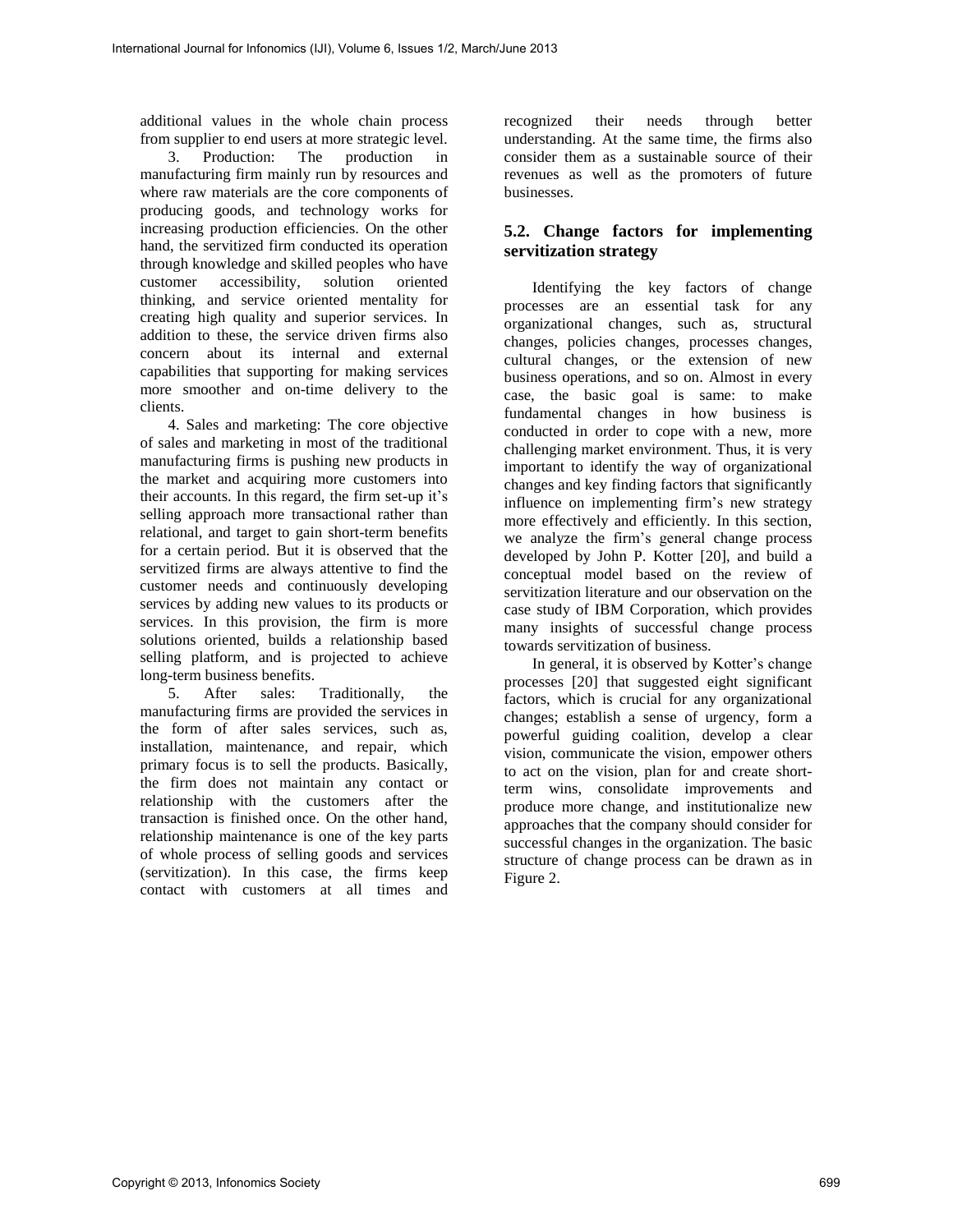additional values in the whole chain process from supplier to end users at more strategic level.

3. Production: The production in manufacturing firm mainly run by resources and where raw materials are the core components of producing goods, and technology works for increasing production efficiencies. On the other hand, the servitized firm conducted its operation through knowledge and skilled peoples who have customer accessibility, solution oriented thinking, and service oriented mentality for creating high quality and superior services. In addition to these, the service driven firms also concern about its internal and external capabilities that supporting for making services more smoother and on-time delivery to the clients.

4. Sales and marketing: The core objective of sales and marketing in most of the traditional manufacturing firms is pushing new products in the market and acquiring more customers into their accounts. In this regard, the firm set-up it's selling approach more transactional rather than relational, and target to gain short-term benefits for a certain period. But it is observed that the servitized firms are always attentive to find the customer needs and continuously developing services by adding new values to its products or services. In this provision, the firm is more solutions oriented, builds a relationship based selling platform, and is projected to achieve long-term business benefits.

5. After sales: Traditionally, the manufacturing firms are provided the services in the form of after sales services, such as, installation, maintenance, and repair, which primary focus is to sell the products. Basically, the firm does not maintain any contact or relationship with the customers after the transaction is finished once. On the other hand, relationship maintenance is one of the key parts of whole process of selling goods and services (servitization). In this case, the firms keep contact with customers at all times and recognized their needs through better understanding. At the same time, the firms also consider them as a sustainable source of their revenues as well as the promoters of future businesses.

### 5.2. Change factors for implementing servitization strategy

Identifying the key factors of change processes are an essential task for any organizational changes, such as, structural changes, policies changes, processes changes, cultural changes, or the extension of new business operations, and so on. Almost in every case, the basic goal is same: to make fundamental changes in how business is conducted in order to cope with a new, more challenging market environment. Thus, it is very important to identify the way of organizational changes and key finding factors that significantly influence on implementing firm's new strategy more effectively and efficiently. In this section, we analyze the firm's general change process developed by John P. Kotter [20], and build a conceptual model based on the review of servitization literature and our observation on the case study of IBM Corporation, which provides many insights of successful change process towards servitization of business.

In general, it is observed by Kotter's change processes [20] that suggested eight significant factors, which is crucial for any organizational changes; establish a sense of urgency, form a powerful guiding coalition, develop a clear vision, communicate the vision, empower others to act on the vision, plan for and create short-term wins, consolidate improvements and produce more change, and institutionalize new approaches that the company should consider for successful changes in the organization. The basic structure of change process can be drawn as in Figure 2.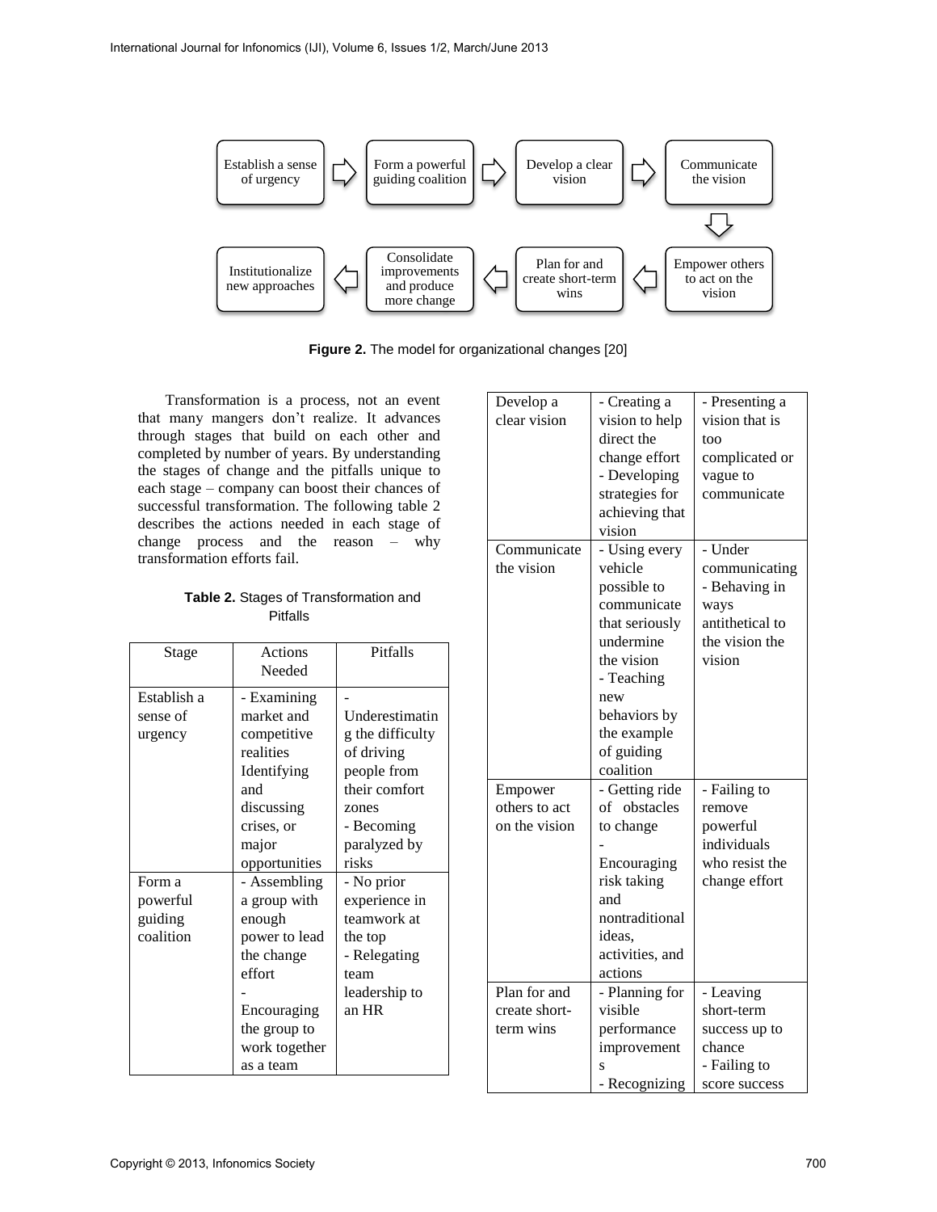Establish a sense of urgency → Form a powerful guiding coalition → Develop a clear vision → Communicate the vision → Empower others to act on the vision → Plan for and create short-term wins → Consolidate improvements and produce more change → Institutionalize new approaches

**Figure 2.** The model for organizational changes [20]

Transformation is a process, not an event that many mangers don't realize. It advances through stages that build on each other and completed by number of years. By understanding the stages of change and the pitfalls unique to each stage – company can boost their chances of successful transformation. The following table 2 describes the actions needed in each stage of change process and the reason – why transformation efforts fail.

**Table 2.** Stages of Transformation and Pitfalls

| Stage | Actions Needed | Pitfalls |
|---|---|---|
| Establish a sense of urgency | - Examining market and competitive realities Identifying and discussing crises, or major opportunities | - Underestimating the difficulty of driving people from their comfort zones - Becoming paralyzed by risks |
| Form a powerful guiding coalition | - Assembling a group with enough power to lead the change effort - Encouraging the group to work together as a team | - No prior experience in teamwork at the top - Relegating team leadership to an HR |
| Develop a clear vision | - Creating a vision to help direct the change effort - Developing strategies for achieving that vision | - Presenting a vision that is too complicated or vague to communicate |
| Communicate the vision | - Using every vehicle possible to communicate that seriously undermine the vision - Teaching new behaviors by the example of guiding coalition | - Under communicating - Behaving in ways antithetical to the vision the vision |
| Empower others to act on the vision | - Getting ride of obstacles to change - Encouraging risk taking and nontraditional ideas, activities, and actions | - Failing to remove powerful individuals who resist the change effort |
| Plan for and create short-term wins | - Planning for visible performance improvements - Recognizing | - Leaving short-term success up to chance - Failing to score success |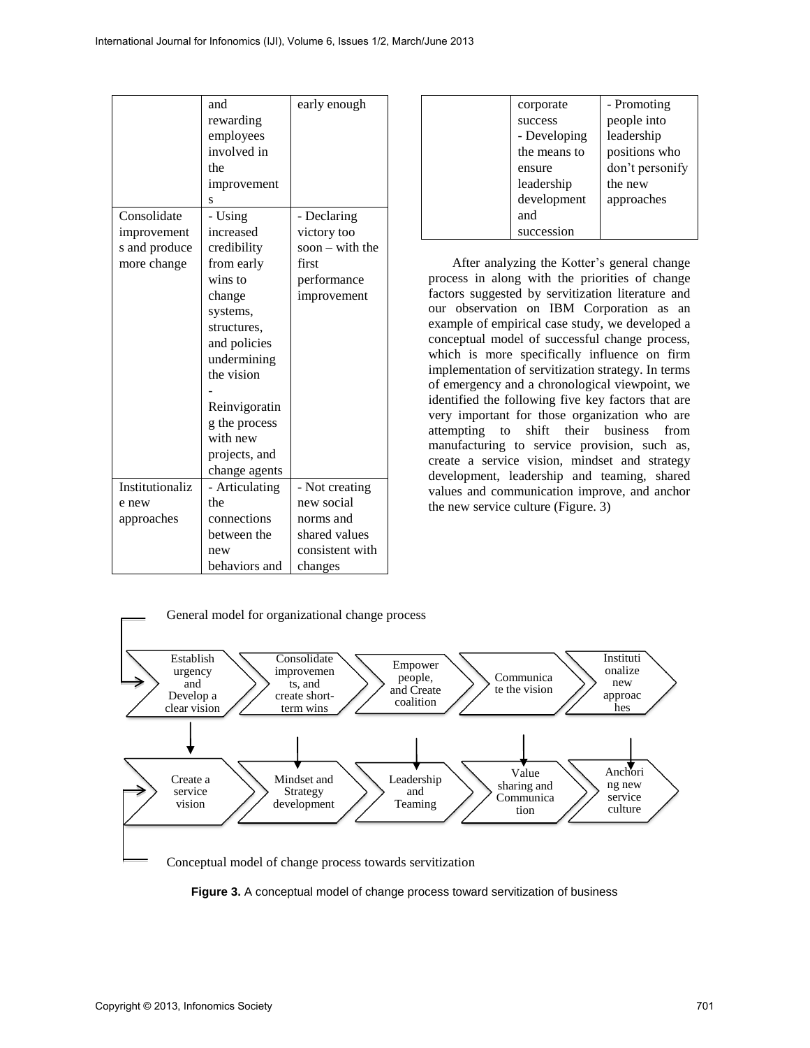| | and rewarding employees involved in the improvements | early enough |
| --- | --- | --- |
| Consolidate improvements and produce more change | - Using increased credibility from early wins to change systems, structures, and policies undermining the vision<br>- Reinvigorating the process with new projects, and change agents | - Declaring victory too soon – with the first performance improvement |
| Institutionalize new approaches | - Articulating the connections between the new behaviors and corporate success<br>- Developing the means to ensure leadership development and succession | - Not creating new social norms and shared values consistent with changes<br>- Promoting people into leadership positions who don't personify the new approaches |

After analyzing the Kotter's general change process in along with the priorities of change factors suggested by servitization literature and our observation on IBM Corporation as an example of empirical case study, we developed a conceptual model of successful change process, which is more specifically influence on firm implementation of servitization strategy. In terms of emergency and a chronological viewpoint, we identified the following five key factors that are very important for those organization who are attempting to shift their business from manufacturing to service provision, such as, create a service vision, mindset and strategy development, leadership and teaming, shared values and communication improve, and anchor the new service culture (Figure. 3)

General model for organizational change process

Establish urgency and Develop a clear vision → Consolidate improvements, and create short-term wins → Empower people, and Create coalition → Communicate the vision → Institutionalize new approaches

Create a service vision → Mindset and Strategy development → Leadership and Teaming → Value sharing and Communication → Anchoring new service culture

Conceptual model of change process towards servitization

**Figure 3.** A conceptual model of change process toward servitization of business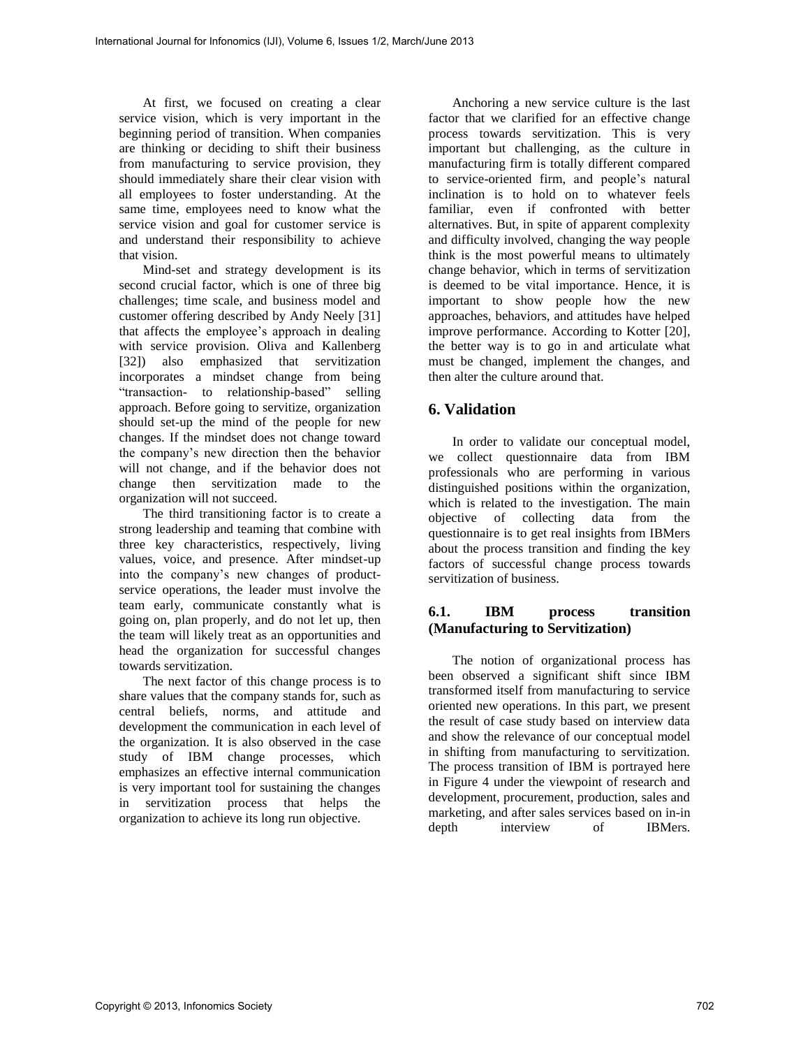At first, we focused on creating a clear service vision, which is very important in the beginning period of transition. When companies are thinking or deciding to shift their business from manufacturing to service provision, they should immediately share their clear vision with all employees to foster understanding. At the same time, employees need to know what the service vision and goal for customer service is and understand their responsibility to achieve that vision.

Mind-set and strategy development is its second crucial factor, which is one of three big challenges; time scale, and business model and customer offering described by Andy Neely [31] that affects the employee's approach in dealing with service provision. Oliva and Kallenberg [32]) also emphasized that servitization incorporates a mindset change from being "transaction- to relationship-based" selling approach. Before going to servitize, organization should set-up the mind of the people for new changes. If the mindset does not change toward the company's new direction then the behavior will not change, and if the behavior does not change then servitization made to the organization will not succeed.

The third transitioning factor is to create a strong leadership and teaming that combine with three key characteristics, respectively, living values, voice, and presence. After mindset-up into the company's new changes of product-service operations, the leader must involve the team early, communicate constantly what is going on, plan properly, and do not let up, then the team will likely treat as an opportunities and head the organization for successful changes towards servitization.

The next factor of this change process is to share values that the company stands for, such as central beliefs, norms, and attitude and development the communication in each level of the organization. It is also observed in the case study of IBM change processes, which emphasizes an effective internal communication is very important tool for sustaining the changes in servitization process that helps the organization to achieve its long run objective.

Anchoring a new service culture is the last factor that we clarified for an effective change process towards servitization. This is very important but challenging, as the culture in manufacturing firm is totally different compared to service-oriented firm, and people's natural inclination is to hold on to whatever feels familiar, even if confronted with better alternatives. But, in spite of apparent complexity and difficulty involved, changing the way people think is the most powerful means to ultimately change behavior, which in terms of servitization is deemed to be vital importance. Hence, it is important to show people how the new approaches, behaviors, and attitudes have helped improve performance. According to Kotter [20], the better way is to go in and articulate what must be changed, implement the changes, and then alter the culture around that.

## 6. Validation

In order to validate our conceptual model, we collect questionnaire data from IBM professionals who are performing in various distinguished positions within the organization, which is related to the investigation. The main objective of collecting data from the questionnaire is to get real insights from IBMers about the process transition and finding the key factors of successful change process towards servitization of business.

### 6.1. IBM process transition (Manufacturing to Servitization)

The notion of organizational process has been observed a significant shift since IBM transformed itself from manufacturing to service oriented new operations. In this part, we present the result of case study based on interview data and show the relevance of our conceptual model in shifting from manufacturing to servitization. The process transition of IBM is portrayed here in Figure 4 under the viewpoint of research and development, procurement, production, sales and marketing, and after sales services based on in-in depth interview of IBMers.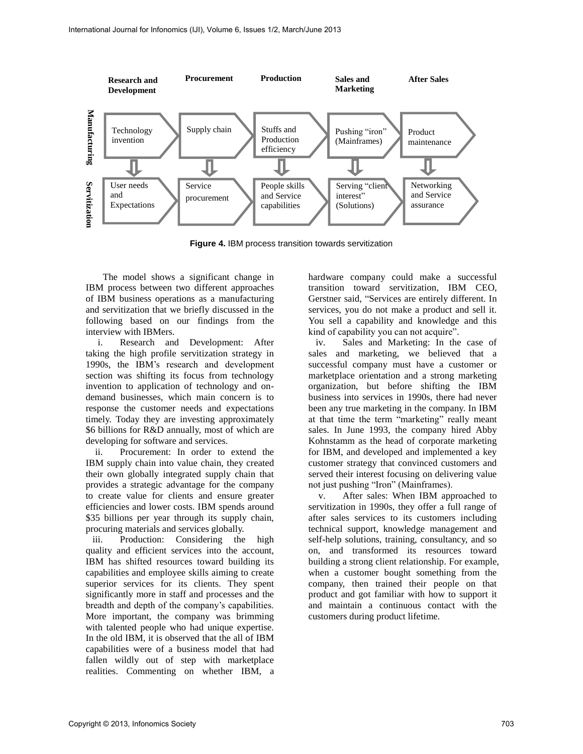| | Research and Development | Procurement | Production | Sales and Marketing | After Sales |
|---|---|---|---|---|---|
| Manufacturing | Technology invention | Supply chain | Stuffs and Production efficiency | Pushing "iron" (Mainframes) | Product maintenance |
| Servitization | User needs and Expectations | Service procurement | People skills and Service capabilities | Serving "client interest" (Solutions) | Networking and Service assurance |

**Figure 4.** IBM process transition towards servitization

The model shows a significant change in IBM process between two different approaches of IBM business operations as a manufacturing and servitization that we briefly discussed in the following based on our findings from the interview with IBMers.

i. Research and Development: After taking the high profile servitization strategy in 1990s, the IBM's research and development section was shifting its focus from technology invention to application of technology and on-demand businesses, which main concern is to response the customer needs and expectations timely. Today they are investing approximately $6 billions for R&D annually, most of which are developing for software and services.

ii. Procurement: In order to extend the IBM supply chain into value chain, they created their own globally integrated supply chain that provides a strategic advantage for the company to create value for clients and ensure greater efficiencies and lower costs. IBM spends around $35 billions per year through its supply chain, procuring materials and services globally.

iii. Production: Considering the high quality and efficient services into the account, IBM has shifted resources toward building its capabilities and employee skills aiming to create superior services for its clients. They spent significantly more in staff and processes and the breadth and depth of the company's capabilities. More important, the company was brimming with talented people who had unique expertise. In the old IBM, it is observed that the all of IBM capabilities were of a business model that had fallen wildly out of step with marketplace realities. Commenting on whether IBM, a hardware company could make a successful transition toward servitization, IBM CEO, Gerstner said, "Services are entirely different. In services, you do not make a product and sell it. You sell a capability and knowledge and this kind of capability you can not acquire".

iv. Sales and Marketing: In the case of sales and marketing, we believed that a successful company must have a customer or marketplace orientation and a strong marketing organization, but before shifting the IBM business into services in 1990s, there had never been any true marketing in the company. In IBM at that time the term "marketing" really meant sales. In June 1993, the company hired Abby Kohnstamm as the head of corporate marketing for IBM, and developed and implemented a key customer strategy that convinced customers and served their interest focusing on delivering value not just pushing "Iron" (Mainframes).

v. After sales: When IBM approached to servitization in 1990s, they offer a full range of after sales services to its customers including technical support, knowledge management and self-help solutions, training, consultancy, and so on, and transformed its resources toward building a strong client relationship. For example, when a customer bought something from the company, then trained their people on that product and got familiar with how to support it and maintain a continuous contact with the customers during product lifetime.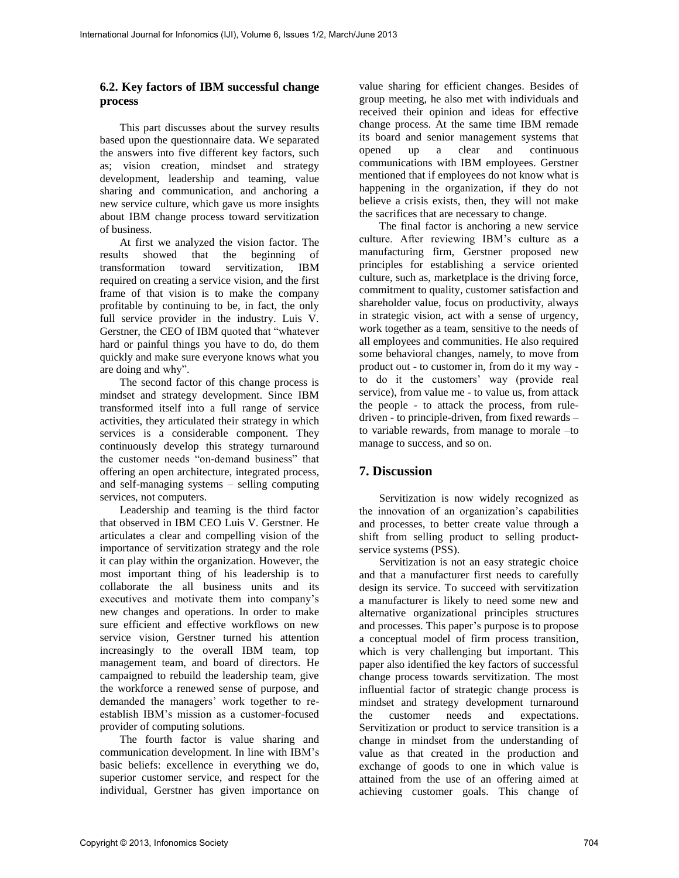### 6.2. Key factors of IBM successful change process

This part discusses about the survey results based upon the questionnaire data. We separated the answers into five different key factors, such as; vision creation, mindset and strategy development, leadership and teaming, value sharing and communication, and anchoring a new service culture, which gave us more insights about IBM change process toward servitization of business.

At first we analyzed the vision factor. The results showed that the beginning of transformation toward servitization, IBM required on creating a service vision, and the first frame of that vision is to make the company profitable by continuing to be, in fact, the only full service provider in the industry. Luis V. Gerstner, the CEO of IBM quoted that "whatever hard or painful things you have to do, do them quickly and make sure everyone knows what you are doing and why".

The second factor of this change process is mindset and strategy development. Since IBM transformed itself into a full range of service activities, they articulated their strategy in which services is a considerable component. They continuously develop this strategy turnaround the customer needs "on-demand business" that offering an open architecture, integrated process, and self-managing systems – selling computing services, not computers.

Leadership and teaming is the third factor that observed in IBM CEO Luis V. Gerstner. He articulates a clear and compelling vision of the importance of servitization strategy and the role it can play within the organization. However, the most important thing of his leadership is to collaborate the all business units and its executives and motivate them into company's new changes and operations. In order to make sure efficient and effective workflows on new service vision, Gerstner turned his attention increasingly to the overall IBM team, top management team, and board of directors. He campaigned to rebuild the leadership team, give the workforce a renewed sense of purpose, and demanded the managers' work together to re-establish IBM's mission as a customer-focused provider of computing solutions.

The fourth factor is value sharing and communication development. In line with IBM's basic beliefs: excellence in everything we do, superior customer service, and respect for the individual, Gerstner has given importance on value sharing for efficient changes. Besides of group meeting, he also met with individuals and received their opinion and ideas for effective change process. At the same time IBM remade its board and senior management systems that opened up a clear and continuous communications with IBM employees. Gerstner mentioned that if employees do not know what is happening in the organization, if they do not believe a crisis exists, then, they will not make the sacrifices that are necessary to change.

The final factor is anchoring a new service culture. After reviewing IBM's culture as a manufacturing firm, Gerstner proposed new principles for establishing a service oriented culture, such as, marketplace is the driving force, commitment to quality, customer satisfaction and shareholder value, focus on productivity, always in strategic vision, act with a sense of urgency, work together as a team, sensitive to the needs of all employees and communities. He also required some behavioral changes, namely, to move from product out - to customer in, from do it my way - to do it the customers' way (provide real service), from value me - to value us, from attack the people - to attack the process, from rule-driven - to principle-driven, from fixed rewards – to variable rewards, from manage to morale –to manage to success, and so on.

## 7. Discussion

Servitization is now widely recognized as the innovation of an organization's capabilities and processes, to better create value through a shift from selling product to selling product-service systems (PSS).

Servitization is not an easy strategic choice and that a manufacturer first needs to carefully design its service. To succeed with servitization a manufacturer is likely to need some new and alternative organizational principles structures and processes. This paper's purpose is to propose a conceptual model of firm process transition, which is very challenging but important. This paper also identified the key factors of successful change process towards servitization. The most influential factor of strategic change process is mindset and strategy development turnaround the customer needs and expectations. Servitization or product to service transition is a change in mindset from the understanding of value as that created in the production and exchange of goods to one in which value is attained from the use of an offering aimed at achieving customer goals. This change of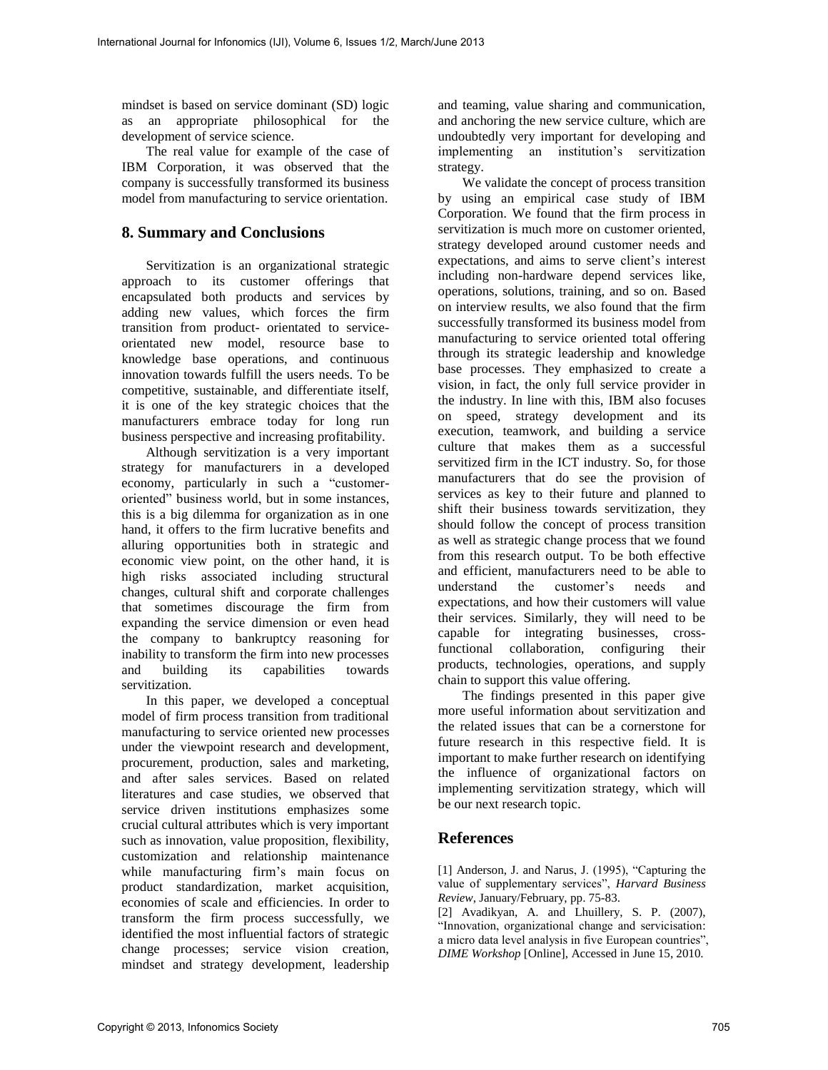mindset is based on service dominant (SD) logic as an appropriate philosophical for the development of service science.

The real value for example of the case of IBM Corporation, it was observed that the company is successfully transformed its business model from manufacturing to service orientation.

## 8. Summary and Conclusions

Servitization is an organizational strategic approach to its customer offerings that encapsulated both products and services by adding new values, which forces the firm transition from product- orientated to service-orientated new model, resource base to knowledge base operations, and continuous innovation towards fulfill the users needs. To be competitive, sustainable, and differentiate itself, it is one of the key strategic choices that the manufacturers embrace today for long run business perspective and increasing profitability.

Although servitization is a very important strategy for manufacturers in a developed economy, particularly in such a "customer-oriented" business world, but in some instances, this is a big dilemma for organization as in one hand, it offers to the firm lucrative benefits and alluring opportunities both in strategic and economic view point, on the other hand, it is high risks associated including structural changes, cultural shift and corporate challenges that sometimes discourage the firm from expanding the service dimension or even head the company to bankruptcy reasoning for inability to transform the firm into new processes and building its capabilities towards servitization.

In this paper, we developed a conceptual model of firm process transition from traditional manufacturing to service oriented new processes under the viewpoint research and development, procurement, production, sales and marketing, and after sales services. Based on related literatures and case studies, we observed that service driven institutions emphasizes some crucial cultural attributes which is very important such as innovation, value proposition, flexibility, customization and relationship maintenance while manufacturing firm's main focus on product standardization, market acquisition, economies of scale and efficiencies. In order to transform the firm process successfully, we identified the most influential factors of strategic change processes; service vision creation, mindset and strategy development, leadership and teaming, value sharing and communication, and anchoring the new service culture, which are undoubtedly very important for developing and implementing an institution's servitization strategy.

We validate the concept of process transition by using an empirical case study of IBM Corporation. We found that the firm process in servitization is much more on customer oriented, strategy developed around customer needs and expectations, and aims to serve client's interest including non-hardware depend services like, operations, solutions, training, and so on. Based on interview results, we also found that the firm successfully transformed its business model from manufacturing to service oriented total offering through its strategic leadership and knowledge base processes. They emphasized to create a vision, in fact, the only full service provider in the industry. In line with this, IBM also focuses on speed, strategy development and its execution, teamwork, and building a service culture that makes them as a successful servitized firm in the ICT industry. So, for those manufacturers that do see the provision of services as key to their future and planned to shift their business towards servitization, they should follow the concept of process transition as well as strategic change process that we found from this research output. To be both effective and efficient, manufacturers need to be able to understand the customer's needs and expectations, and how their customers will value their services. Similarly, they will need to be capable for integrating businesses, cross-functional collaboration, configuring their products, technologies, operations, and supply chain to support this value offering.

The findings presented in this paper give more useful information about servitization and the related issues that can be a cornerstone for future research in this respective field. It is important to make further research on identifying the influence of organizational factors on implementing servitization strategy, which will be our next research topic.

## References

[1] Anderson, J. and Narus, J. (1995), "Capturing the value of supplementary services", *Harvard Business Review*, January/February, pp. 75-83.

[2] Avadikyan, A. and Lhuillery, S. P. (2007), "Innovation, organizational change and servicisation: a micro data level analysis in five European countries", *DIME Workshop* [Online], Accessed in June 15, 2010.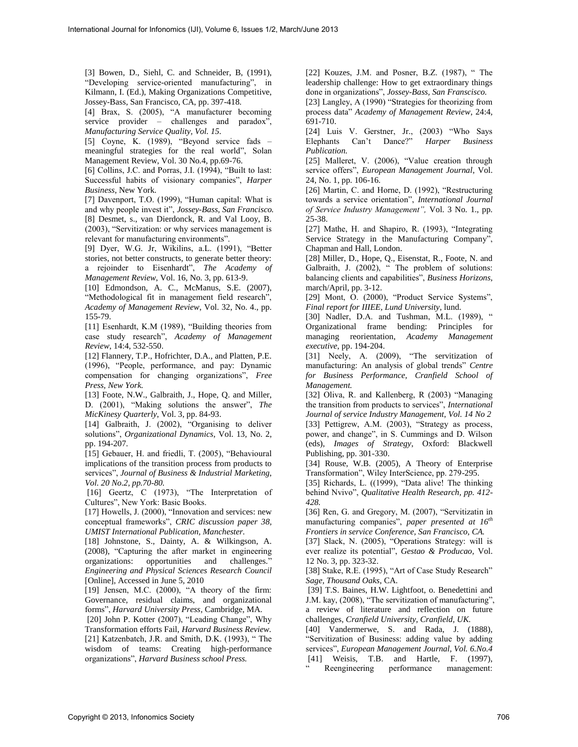[3] Bowen, D., Siehl, C. and Schneider, B, (1991), "Developing service-oriented manufacturing", in Kilmann, I. (Ed.), Making Organizations Competitive, Jossey-Bass, San Francisco, CA, pp. 397-418.

[4] Brax, S. (2005), "A manufacturer becoming service provider – challenges and paradox", *Manufacturing Service Quality, Vol. 15.*

[5] Coyne, K. (1989), "Beyond service fads – meaningful strategies for the real world", Solan Management Review, Vol. 30 No.4, pp.69-76.

[6] Collins, J.C. and Porras, J.I. (1994), "Built to last: Successful habits of visionary companies", *Harper Business*, New York.

[7] Davenport, T.O. (1999), "Human capital: What is and why people invest it", *Jossey-Bass, San Francisco.*

[8] Desmet, s., van Dierdonck, R. and Val Looy, B. (2003), "Servitization: or why services management is relevant for manufacturing environments".

[9] Dyer, W.G. Jr, Wikilins, a.L. (1991), "Better stories, not better constructs, to generate better theory: a rejoinder to Eisenhardt", *The Academy of Management Review*, Vol. 16, No. 3, pp. 613-9.

[10] Edmondson, A. C., McManus, S.E. (2007), "Methodological fit in management field research", *Academy of Management Review*, Vol. 32, No. 4., pp. 155-79.

[11] Esenhardt, K.M (1989), "Building theories from case study research", *Academy of Management Review*, 14:4, 532-550.

[12] Flannery, T.P., Hofrichter, D.A., and Platten, P.E. (1996), "People, performance, and pay: Dynamic compensation for changing organizations", *Free Press, New York.*

[13] Foote, N.W., Galbraith, J., Hope, Q. and Miller, D. (2001), "Making solutions the answer", *The MicKinesy Quarterly*, Vol. 3, pp. 84-93.

[14] Galbraith, J. (2002), "Organising to deliver solutions", *Organizational Dynamics*, Vol. 13, No. 2, pp. 194-207.

[15] Gebauer, H. and friedli, T. (2005), "Behavioural implications of the transition process from products to services", *Journal of Business & Industrial Marketing, Vol. 20 No.2, pp.70-80.*

[16] Geertz, C (1973), "The Interpretation of Cultures", New York: Basic Books.

[17] Howells, J. (2000), "Innovation and services: new conceptual frameworks", *CRIC discussion paper 38, UMIST International Publication, Manchester.*

[18] Johnstone, S., Dainty, A. & Wilkingson, A. (2008), "Capturing the after market in engineering organizations: opportunities and challenges." *Engineering and Physical Sciences Research Council* [Online], Accessed in June 5, 2010

[19] Jensen, M.C. (2000), "A theory of the firm: Governance, residual claims, and organizational forms", *Harvard University Press*, Cambridge, MA.

[20] John P. Kotter (2007), "Leading Change", Why Transformation efforts Fail, *Harvard Business Review.*

[21] Katzenbatch, J.R. and Smith, D.K. (1993), " The wisdom of teams: Creating high-performance organizations", *Harvard Business school Press.*

[22] Kouzes, J.M. and Posner, B.Z. (1987), " The leadership challenge: How to get extraordinary things done in organizations", *Jossey-Bass, San Franscisco.*

[23] Langley, A (1990) "Strategies for theorizing from process data" *Academy of Management Review*, 24:4, 691-710.

[24] Luis V. Gerstner, Jr., (2003) "Who Says Elephants Can't Dance?" *Harper Business Publication.*

[25] Malleret, V. (2006), "Value creation through service offers", *European Management Journal*, Vol. 24, No. 1, pp. 106-16.

[26] Martin, C. and Horne, D. (1992), "Restructuring towards a service orientation", *International Journal of Service Industry Management",* Vol. 3 No. 1., pp. 25-38.

[27] Mathe, H. and Shapiro, R. (1993), "Integrating Service Strategy in the Manufacturing Company", Chapman and Hall, London.

[28] Miller, D., Hope, Q., Eisenstat, R., Foote, N. and Galbraith, J. (2002), " The problem of solutions: balancing clients and capabilities", *Business Horizons*, march/April, pp. 3-12.

[29] Mont, O. (2000), "Product Service Systems", *Final report for IIIEE, Lund University,* lund.

[30] Nadler, D.A. and Tushman, M.L. (1989), " Organizational frame bending: Principles for managing reorientation, *Academy Management executive*, pp. 194-204.

[31] Neely, A. (2009), "The servitization of manufacturing: An analysis of global trends" *Centre for Business Performance, Cranfield School of Management.*

[32] Oliva, R. and Kallenberg, R (2003) "Managing the transition from products to services", *International Journal of service Industry Management, Vol. 14 No 2*

[33] Pettigrew, A.M. (2003), "Strategy as process, power, and change", in S. Cummings and D. Wilson (eds), *Images of Strategy*, Oxford: Blackwell Publishing, pp. 301-330.

[34] Rouse, W.B. (2005), A Theory of Enterprise Transformation", Wiley InterScience, pp. 279-295.

[35] Richards, L. ((1999), "Data alive! The thinking behind Nvivo", *Qualitative Health Research, pp. 412-428.*

[36] Ren, G. and Gregory, M. (2007), "Servitizatin in manufacturing companies", *paper presented at 16th Frontiers in service Conference, San Francisco, CA.*

[37] Slack, N. (2005), "Operations Strategy: will is ever realize its potential", *Gestao & Producao,* Vol. 12 No. 3, pp. 323-32.

[38] Stake, R.E. (1995), "Art of Case Study Research" *Sage, Thousand Oaks*, CA.

[39] T.S. Baines, H.W. Lightfoot, o. Benedettini and J.M. kay, (2008), "The servitization of manufacturing", a review of literature and reflection on future challenges, *Cranfield University, Cranfield, UK.*

[40] Vandermerwe, S. and Rada, J. (1888), "Servitization of Business: adding value by adding services", *European Management Journal, Vol. 6.No.4*

[41] Weisis, T.B. and Hartle, F. (1997), " Reengineering performance management: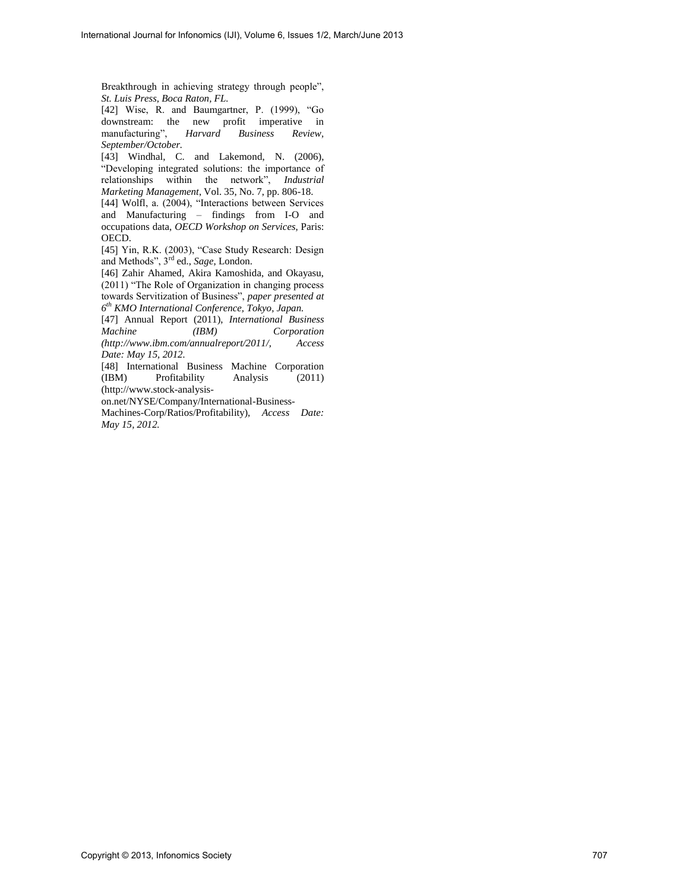Breakthrough in achieving strategy through people", *St. Luis Press, Boca Raton, FL.*

[42] Wise, R. and Baumgartner, P. (1999), "Go downstream: the new profit imperative in manufacturing", *Harvard Business Review, September/October.*

[43] Windhal, C. and Lakemond, N. (2006), "Developing integrated solutions: the importance of relationships within the network", *Industrial Marketing Management*, Vol. 35, No. 7, pp. 806-18.

[44] Wolfl, a. (2004), "Interactions between Services and Manufacturing – findings from I-O and occupations data, *OECD Workshop on Services*, Paris: OECD.

[45] Yin, R.K. (2003), "Case Study Research: Design and Methods", 3rd ed., *Sage*, London.

[46] Zahir Ahamed, Akira Kamoshida, and Okayasu, (2011) "The Role of Organization in changing process towards Servitization of Business", *paper presented at 6th KMO International Conference, Tokyo, Japan.*

[47] Annual Report (2011), *International Business Machine (IBM) Corporation (http://www.ibm.com/annualreport/2011/, Access Date: May 15, 2012.*

[48] International Business Machine Corporation (IBM) Profitability Analysis (2011) (http://www.stock-analysis-on.net/NYSE/Company/International-Business-Machines-Corp/Ratios/Profitability), *Access Date: May 15, 2012.*